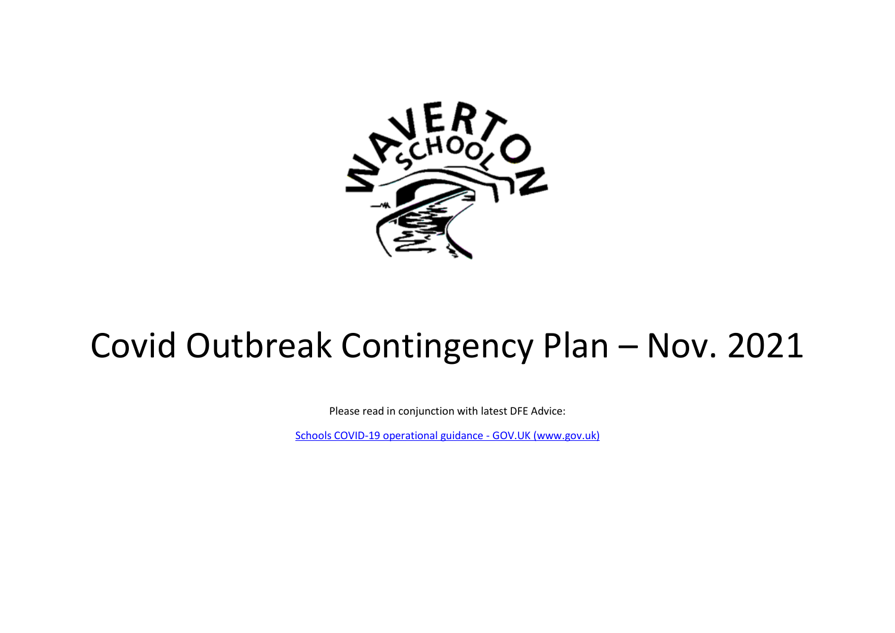# Covid Outbreak Contingency Plan – Nov. 2021

Please read in conjunction with latest DFE Advice:

[Schools COVID-19 operational guidance - GOV.UK (www.gov.uk)]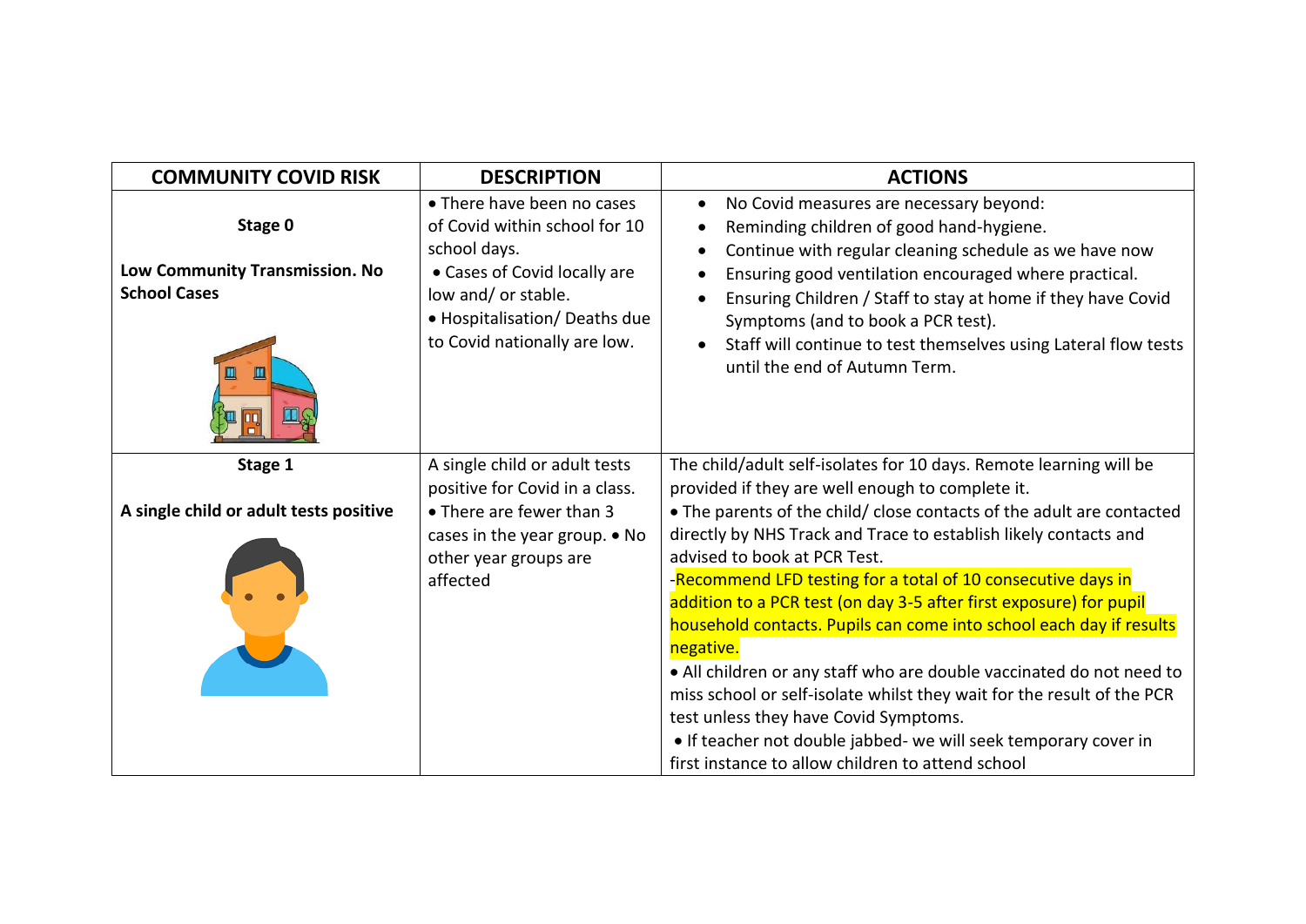| COMMUNITY COVID RISK | DESCRIPTION | ACTIONS |
|---|---|---|
| **Stage 0**<br><br>**Low Community Transmission. No School Cases** | • There have been no cases of Covid within school for 10 school days.<br>• Cases of Covid locally are low and/ or stable.<br>• Hospitalisation/ Deaths due to Covid nationally are low. | • No Covid measures are necessary beyond:<br>• Reminding children of good hand-hygiene.<br>• Continue with regular cleaning schedule as we have now<br>• Ensuring good ventilation encouraged where practical.<br>• Ensuring Children / Staff to stay at home if they have Covid Symptoms (and to book a PCR test).<br>• Staff will continue to test themselves using Lateral flow tests until the end of Autumn Term. |
| **Stage 1**<br><br>**A single child or adult tests positive** | A single child or adult tests positive for Covid in a class.<br>• There are fewer than 3 cases in the year group. • No other year groups are affected | The child/adult self-isolates for 10 days. Remote learning will be provided if they are well enough to complete it.<br>• The parents of the child/ close contacts of the adult are contacted directly by NHS Track and Trace to establish likely contacts and advised to book at PCR Test.<br>-Recommend LFD testing for a total of 10 consecutive days in addition to a PCR test (on day 3-5 after first exposure) for pupil household contacts. Pupils can come into school each day if results negative.<br>• All children or any staff who are double vaccinated do not need to miss school or self-isolate whilst they wait for the result of the PCR test unless they have Covid Symptoms.<br>• If teacher not double jabbed- we will seek temporary cover in first instance to allow children to attend school |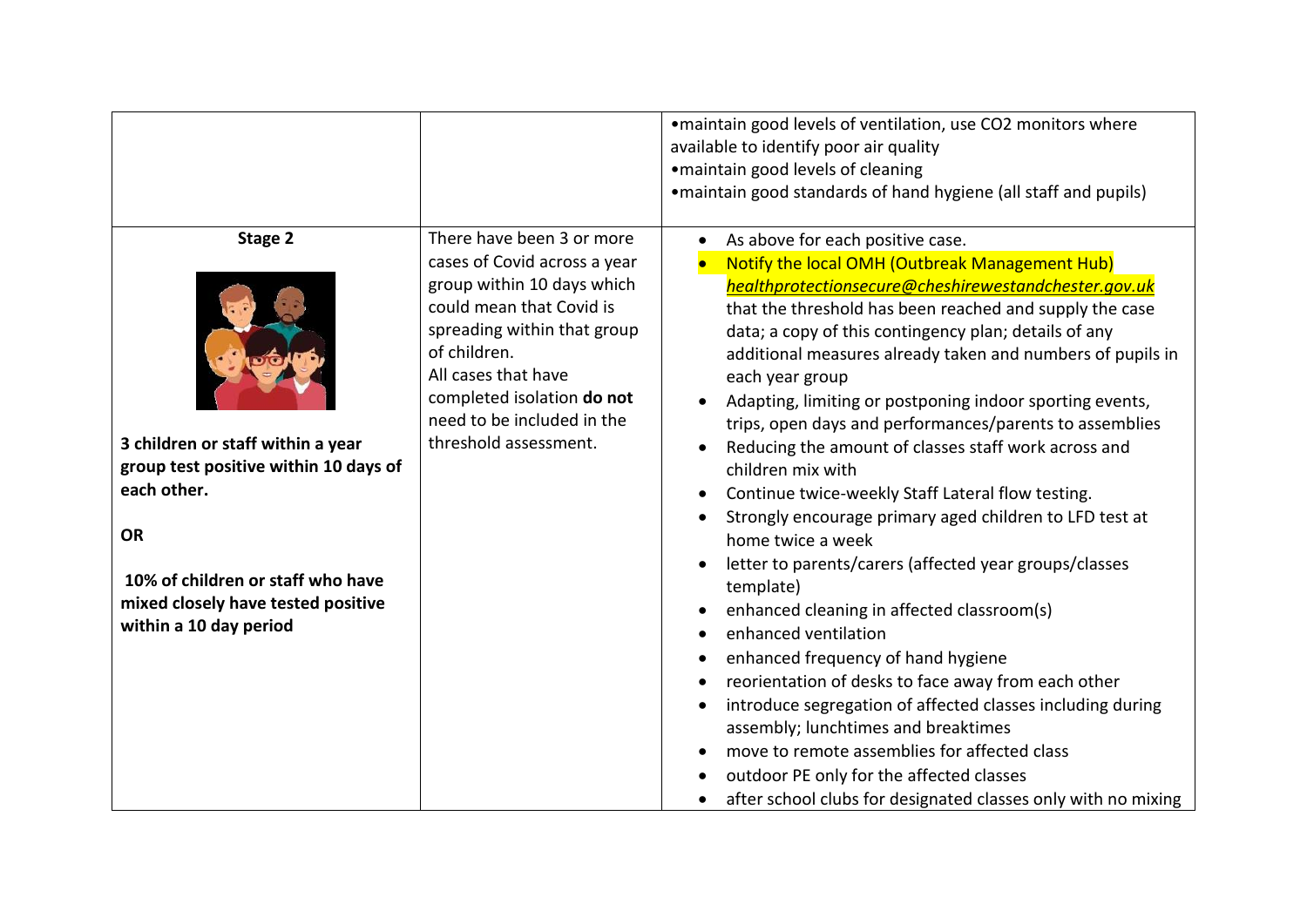| | | |
|---|---|---|
| | | •maintain good levels of ventilation, use $CO_2$ monitors where available to identify poor air quality<br>•maintain good levels of cleaning<br>•maintain good standards of hand hygiene (all staff and pupils) |
| **Stage 2**<br><br>**3 children or staff within a year group test positive within 10 days of each other.**<br><br>**OR**<br><br>**10% of children or staff who have mixed closely have tested positive within a 10 day period** | There have been 3 or more cases of Covid across a year group within 10 days which could mean that Covid is spreading within that group of children.<br>All cases that have completed isolation **do not** need to be included in the threshold assessment. | • As above for each positive case.<br>• Notify the local OMH (Outbreak Management Hub) *healthprotectionsecure@cheshirewestandchester.gov.uk* that the threshold has been reached and supply the case data; a copy of this contingency plan; details of any additional measures already taken and numbers of pupils in each year group<br>• Adapting, limiting or postponing indoor sporting events, trips, open days and performances/parents to assemblies<br>• Reducing the amount of classes staff work across and children mix with<br>• Continue twice-weekly Staff Lateral flow testing.<br>• Strongly encourage primary aged children to LFD test at home twice a week<br>• letter to parents/carers (affected year groups/classes template)<br>• enhanced cleaning in affected classroom(s)<br>• enhanced ventilation<br>• enhanced frequency of hand hygiene<br>• reorientation of desks to face away from each other<br>• introduce segregation of affected classes including during assembly; lunchtimes and breaktimes<br>• move to remote assemblies for affected class<br>• outdoor PE only for the affected classes<br>• after school clubs for designated classes only with no mixing |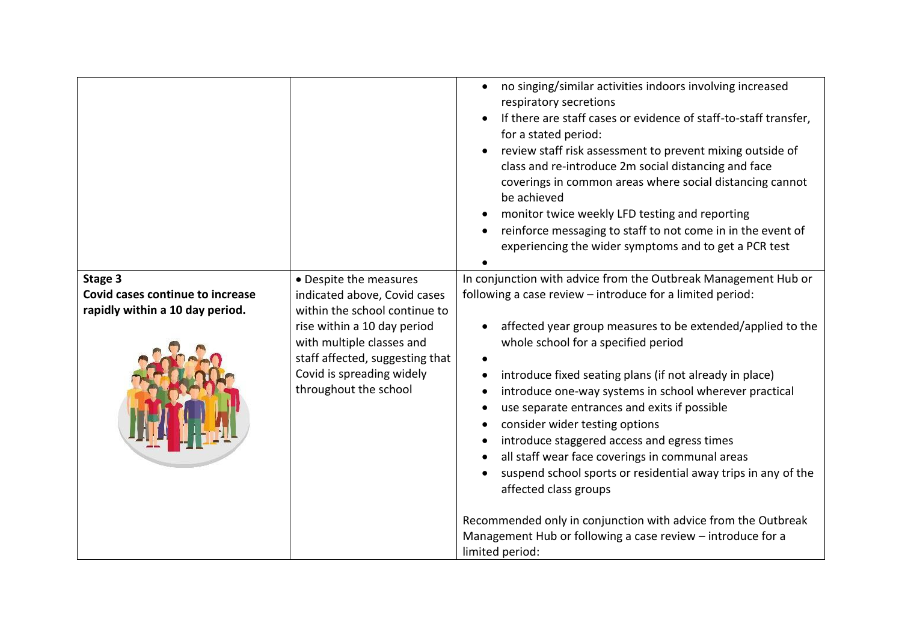| | | |
|---|---|---|
| | | • no singing/similar activities indoors involving increased respiratory secretions<br>• If there are staff cases or evidence of staff-to-staff transfer, for a stated period:<br>• review staff risk assessment to prevent mixing outside of class and re-introduce 2m social distancing and face coverings in common areas where social distancing cannot be achieved<br>• monitor twice weekly LFD testing and reporting<br>• reinforce messaging to staff to not come in in the event of experiencing the wider symptoms and to get a PCR test<br>• |
| **Stage 3**<br>**Covid cases continue to increase rapidly within a 10 day period.** | • Despite the measures indicated above, Covid cases within the school continue to rise within a 10 day period with multiple classes and staff affected, suggesting that Covid is spreading widely throughout the school | In conjunction with advice from the Outbreak Management Hub or following a case review – introduce for a limited period:<br><br>• affected year group measures to be extended/applied to the whole school for a specified period<br>•<br>• introduce fixed seating plans (if not already in place)<br>• introduce one-way systems in school wherever practical<br>• use separate entrances and exits if possible<br>• consider wider testing options<br>• introduce staggered access and egress times<br>• all staff wear face coverings in communal areas<br>• suspend school sports or residential away trips in any of the affected class groups<br><br>Recommended only in conjunction with advice from the Outbreak Management Hub or following a case review – introduce for a limited period: |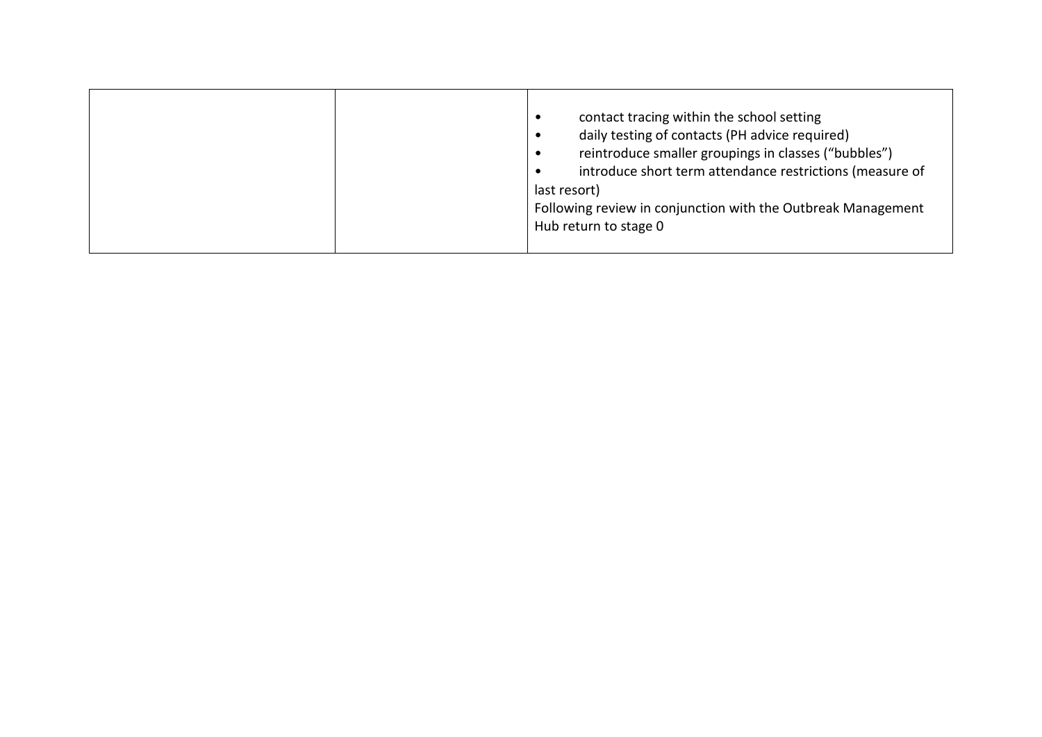| | | |
|---|---|---|
| | | • contact tracing within the school setting<br>• daily testing of contacts (PH advice required)<br>• reintroduce smaller groupings in classes ("bubbles")<br>• introduce short term attendance restrictions (measure of last resort)<br>Following review in conjunction with the Outbreak Management Hub return to stage 0 |